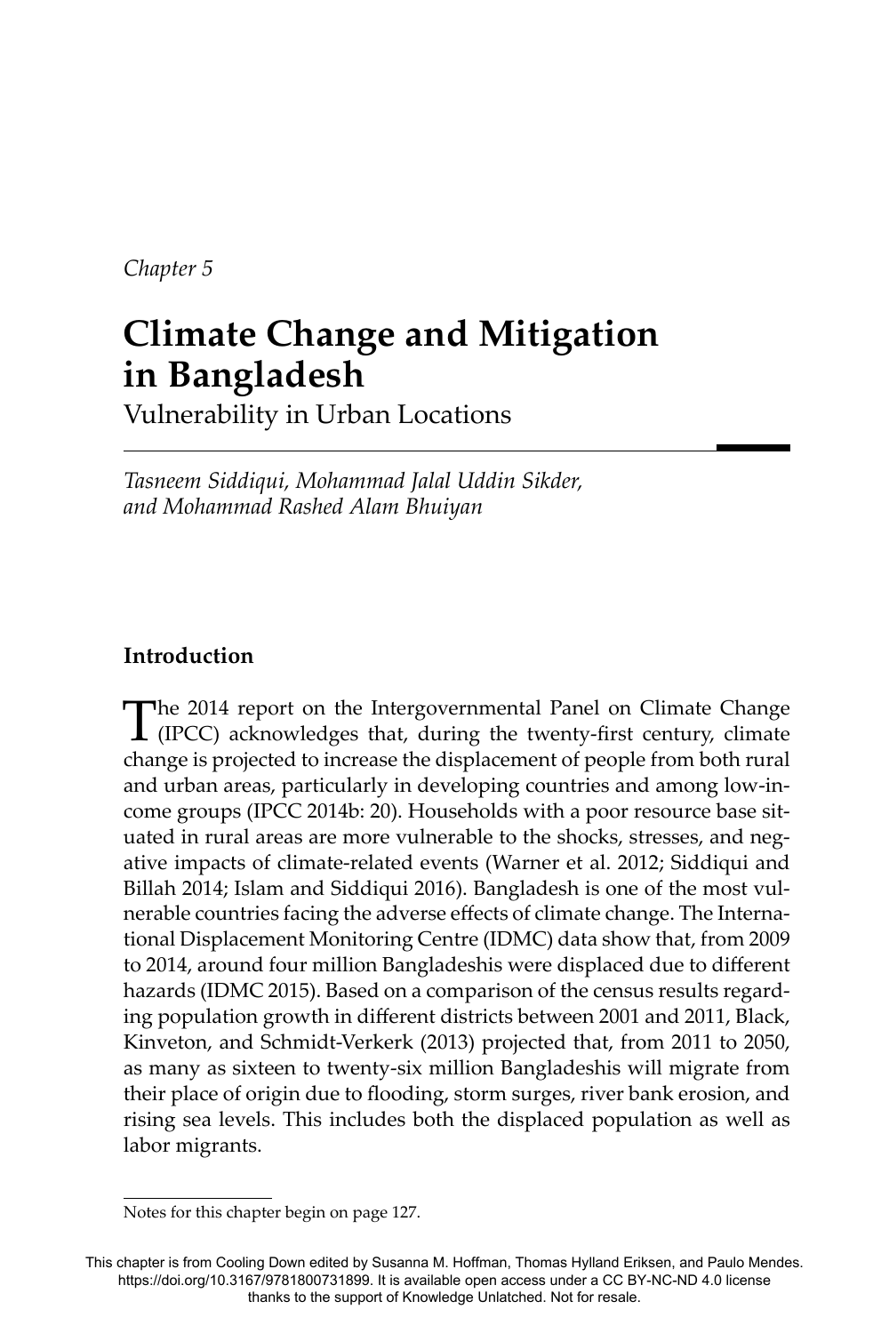*Chapter 5*

# Climate Change and Mitigation in Bangladesh

Vulnerability in Urban Locations

*Tasneem Siddiqui, Mohammad Jalal Uddin Sikder, and Mohammad Rashed Alam Bhuiyan*

## Introduction

The 2014 report on the Intergovernmental Panel on Climate Change (IPCC) acknowledges that, during the twenty-first century, climate change is projected to increase the displacement of people from both rural and urban areas, particularly in developing countries and among low-income groups (IPCC 2014b: 20). Households with a poor resource base situated in rural areas are more vulnerable to the shocks, stresses, and negative impacts of climate-related events (Warner et al. 2012; Siddiqui and Billah 2014; Islam and Siddiqui 2016). Bangladesh is one of the most vulnerable countries facing the adverse effects of climate change. The International Displacement Monitoring Centre (IDMC) data show that, from 2009 to 2014, around four million Bangladeshis were displaced due to different hazards (IDMC 2015). Based on a comparison of the census results regarding population growth in different districts between 2001 and 2011, Black, Kinveton, and Schmidt-Verkerk (2013) projected that, from 2011 to 2050, as many as sixteen to twenty-six million Bangladeshis will migrate from their place of origin due to flooding, storm surges, river bank erosion, and rising sea levels. This includes both the displaced population as well as labor migrants.

Notes for this chapter begin on page 127.

This chapter is from Cooling Down edited by Susanna M. Hoffman, Thomas Hylland Eriksen, and Paulo Mendes. https://doi.org/10.3167/9781800731899. It is available open access under a CC BY-NC-ND 4.0 license thanks to the support of Knowledge Unlatched. Not for resale.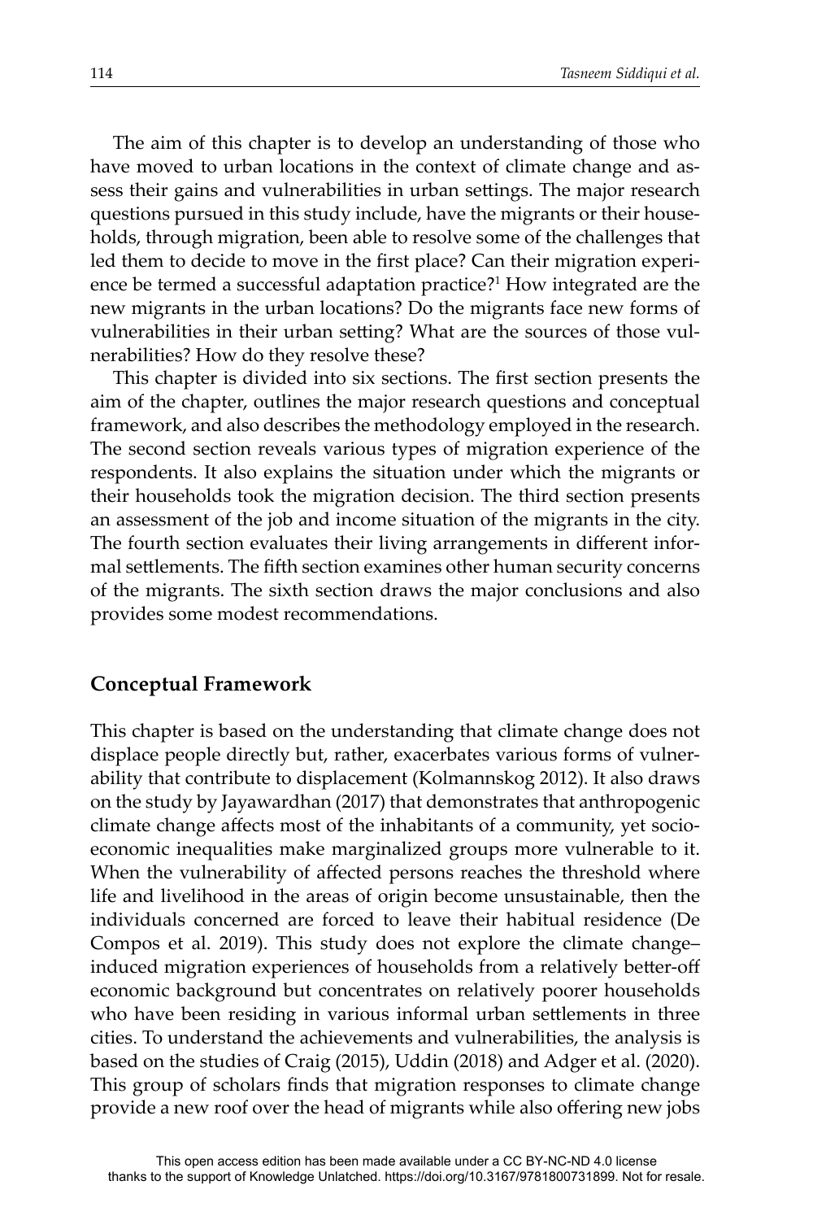The aim of this chapter is to develop an understanding of those who have moved to urban locations in the context of climate change and assess their gains and vulnerabilities in urban settings. The major research questions pursued in this study include, have the migrants or their households, through migration, been able to resolve some of the challenges that led them to decide to move in the first place? Can their migration experience be termed a successful adaptation practice?[1] How integrated are the new migrants in the urban locations? Do the migrants face new forms of vulnerabilities in their urban setting? What are the sources of those vulnerabilities? How do they resolve these?

This chapter is divided into six sections. The first section presents the aim of the chapter, outlines the major research questions and conceptual framework, and also describes the methodology employed in the research. The second section reveals various types of migration experience of the respondents. It also explains the situation under which the migrants or their households took the migration decision. The third section presents an assessment of the job and income situation of the migrants in the city. The fourth section evaluates their living arrangements in different informal settlements. The fifth section examines other human security concerns of the migrants. The sixth section draws the major conclusions and also provides some modest recommendations.

## Conceptual Framework

This chapter is based on the understanding that climate change does not displace people directly but, rather, exacerbates various forms of vulnerability that contribute to displacement (Kolmannskog 2012). It also draws on the study by Jayawardhan (2017) that demonstrates that anthropogenic climate change affects most of the inhabitants of a community, yet socioeconomic inequalities make marginalized groups more vulnerable to it. When the vulnerability of affected persons reaches the threshold where life and livelihood in the areas of origin become unsustainable, then the individuals concerned are forced to leave their habitual residence (De Compos et al. 2019). This study does not explore the climate change–induced migration experiences of households from a relatively better-off economic background but concentrates on relatively poorer households who have been residing in various informal urban settlements in three cities. To understand the achievements and vulnerabilities, the analysis is based on the studies of Craig (2015), Uddin (2018) and Adger et al. (2020). This group of scholars finds that migration responses to climate change provide a new roof over the head of migrants while also offering new jobs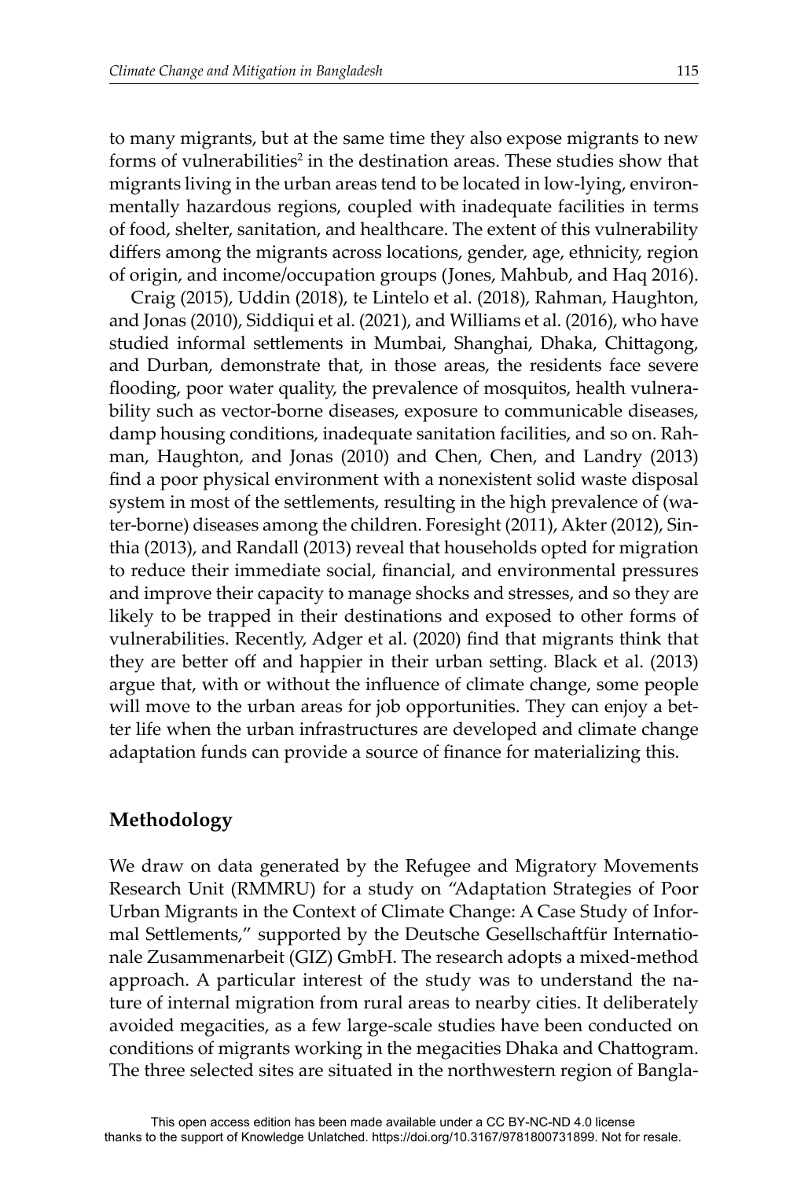to many migrants, but at the same time they also expose migrants to new forms of vulnerabilities[2] in the destination areas. These studies show that migrants living in the urban areas tend to be located in low-lying, environmentally hazardous regions, coupled with inadequate facilities in terms of food, shelter, sanitation, and healthcare. The extent of this vulnerability differs among the migrants across locations, gender, age, ethnicity, region of origin, and income/occupation groups (Jones, Mahbub, and Haq 2016).

Craig (2015), Uddin (2018), te Lintelo et al. (2018), Rahman, Haughton, and Jonas (2010), Siddiqui et al. (2021), and Williams et al. (2016), who have studied informal settlements in Mumbai, Shanghai, Dhaka, Chittagong, and Durban, demonstrate that, in those areas, the residents face severe flooding, poor water quality, the prevalence of mosquitos, health vulnerability such as vector-borne diseases, exposure to communicable diseases, damp housing conditions, inadequate sanitation facilities, and so on. Rahman, Haughton, and Jonas (2010) and Chen, Chen, and Landry (2013) find a poor physical environment with a nonexistent solid waste disposal system in most of the settlements, resulting in the high prevalence of (water-borne) diseases among the children. Foresight (2011), Akter (2012), Sinthia (2013), and Randall (2013) reveal that households opted for migration to reduce their immediate social, financial, and environmental pressures and improve their capacity to manage shocks and stresses, and so they are likely to be trapped in their destinations and exposed to other forms of vulnerabilities. Recently, Adger et al. (2020) find that migrants think that they are better off and happier in their urban setting. Black et al. (2013) argue that, with or without the influence of climate change, some people will move to the urban areas for job opportunities. They can enjoy a better life when the urban infrastructures are developed and climate change adaptation funds can provide a source of finance for materializing this.

## Methodology

We draw on data generated by the Refugee and Migratory Movements Research Unit (RMMRU) for a study on "Adaptation Strategies of Poor Urban Migrants in the Context of Climate Change: A Case Study of Informal Settlements," supported by the Deutsche Gesellschaftfür Internationale Zusammenarbeit (GIZ) GmbH. The research adopts a mixed-method approach. A particular interest of the study was to understand the nature of internal migration from rural areas to nearby cities. It deliberately avoided megacities, as a few large-scale studies have been conducted on conditions of migrants working in the megacities Dhaka and Chattogram. The three selected sites are situated in the northwestern region of Bangla-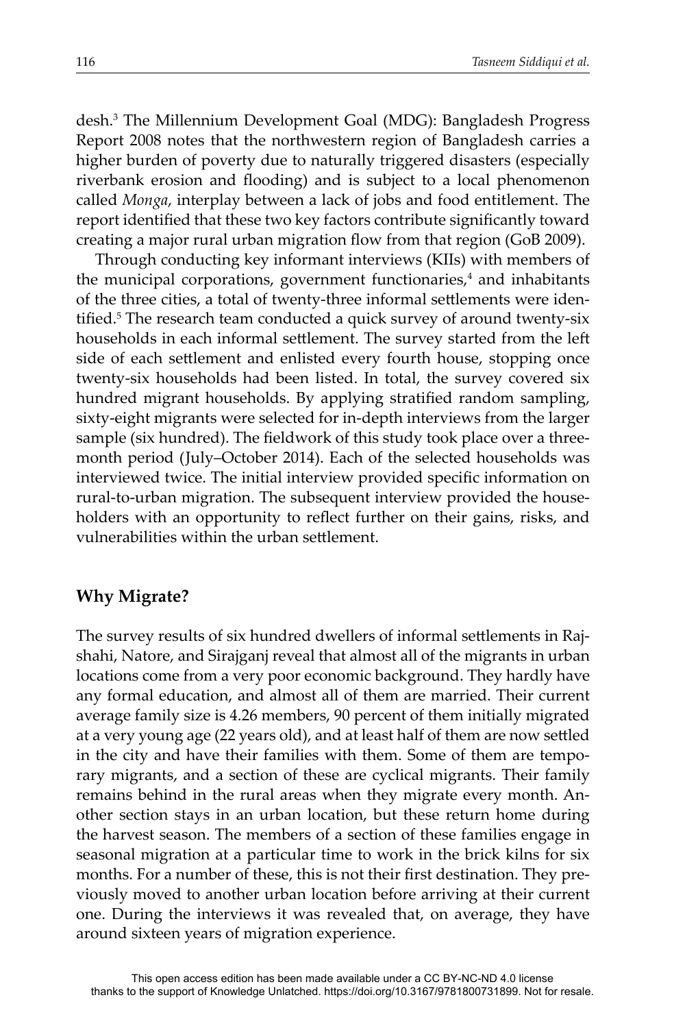desh.[3] The Millennium Development Goal (MDG): Bangladesh Progress Report 2008 notes that the northwestern region of Bangladesh carries a higher burden of poverty due to naturally triggered disasters (especially riverbank erosion and flooding) and is subject to a local phenomenon called *Monga*, interplay between a lack of jobs and food entitlement. The report identified that these two key factors contribute significantly toward creating a major rural urban migration flow from that region (GoB 2009).

Through conducting key informant interviews (KIIs) with members of the municipal corporations, government functionaries,[4] and inhabitants of the three cities, a total of twenty-three informal settlements were identified.[5] The research team conducted a quick survey of around twenty-six households in each informal settlement. The survey started from the left side of each settlement and enlisted every fourth house, stopping once twenty-six households had been listed. In total, the survey covered six hundred migrant households. By applying stratified random sampling, sixty-eight migrants were selected for in-depth interviews from the larger sample (six hundred). The fieldwork of this study took place over a three-month period (July–October 2014). Each of the selected households was interviewed twice. The initial interview provided specific information on rural-to-urban migration. The subsequent interview provided the householders with an opportunity to reflect further on their gains, risks, and vulnerabilities within the urban settlement.

## Why Migrate?

The survey results of six hundred dwellers of informal settlements in Rajshahi, Natore, and Sirajganj reveal that almost all of the migrants in urban locations come from a very poor economic background. They hardly have any formal education, and almost all of them are married. Their current average family size is 4.26 members, 90 percent of them initially migrated at a very young age (22 years old), and at least half of them are now settled in the city and have their families with them. Some of them are temporary migrants, and a section of these are cyclical migrants. Their family remains behind in the rural areas when they migrate every month. Another section stays in an urban location, but these return home during the harvest season. The members of a section of these families engage in seasonal migration at a particular time to work in the brick kilns for six months. For a number of these, this is not their first destination. They previously moved to another urban location before arriving at their current one. During the interviews it was revealed that, on average, they have around sixteen years of migration experience.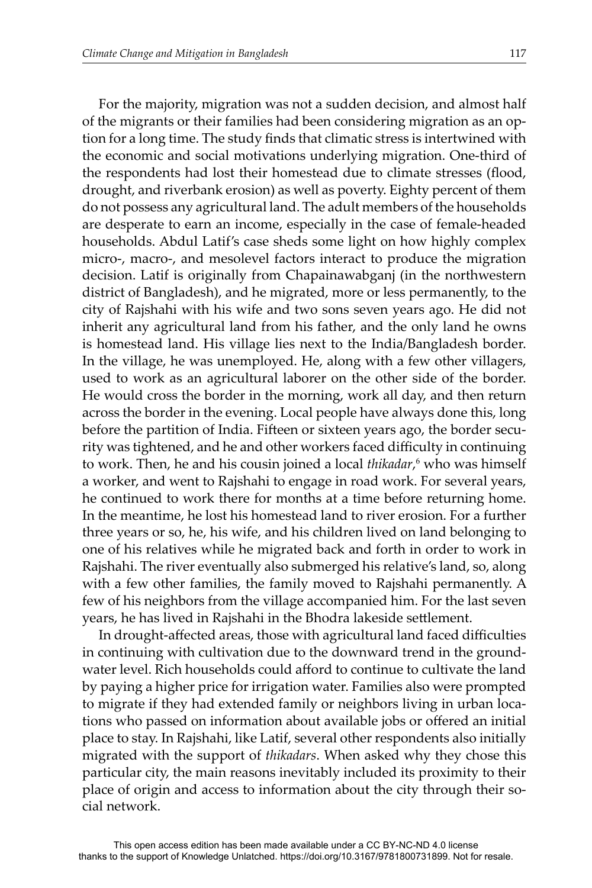For the majority, migration was not a sudden decision, and almost half of the migrants or their families had been considering migration as an option for a long time. The study finds that climatic stress is intertwined with the economic and social motivations underlying migration. One-third of the respondents had lost their homestead due to climate stresses (flood, drought, and riverbank erosion) as well as poverty. Eighty percent of them do not possess any agricultural land. The adult members of the households are desperate to earn an income, especially in the case of female-headed households. Abdul Latif's case sheds some light on how highly complex micro-, macro-, and mesolevel factors interact to produce the migration decision. Latif is originally from Chapainawabganj (in the northwestern district of Bangladesh), and he migrated, more or less permanently, to the city of Rajshahi with his wife and two sons seven years ago. He did not inherit any agricultural land from his father, and the only land he owns is homestead land. His village lies next to the India/Bangladesh border. In the village, he was unemployed. He, along with a few other villagers, used to work as an agricultural laborer on the other side of the border. He would cross the border in the morning, work all day, and then return across the border in the evening. Local people have always done this, long before the partition of India. Fifteen or sixteen years ago, the border security was tightened, and he and other workers faced difficulty in continuing to work. Then, he and his cousin joined a local *thikadar*,[6] who was himself a worker, and went to Rajshahi to engage in road work. For several years, he continued to work there for months at a time before returning home. In the meantime, he lost his homestead land to river erosion. For a further three years or so, he, his wife, and his children lived on land belonging to one of his relatives while he migrated back and forth in order to work in Rajshahi. The river eventually also submerged his relative's land, so, along with a few other families, the family moved to Rajshahi permanently. A few of his neighbors from the village accompanied him. For the last seven years, he has lived in Rajshahi in the Bhodra lakeside settlement.

In drought-affected areas, those with agricultural land faced difficulties in continuing with cultivation due to the downward trend in the groundwater level. Rich households could afford to continue to cultivate the land by paying a higher price for irrigation water. Families also were prompted to migrate if they had extended family or neighbors living in urban locations who passed on information about available jobs or offered an initial place to stay. In Rajshahi, like Latif, several other respondents also initially migrated with the support of *thikadars*. When asked why they chose this particular city, the main reasons inevitably included its proximity to their place of origin and access to information about the city through their social network.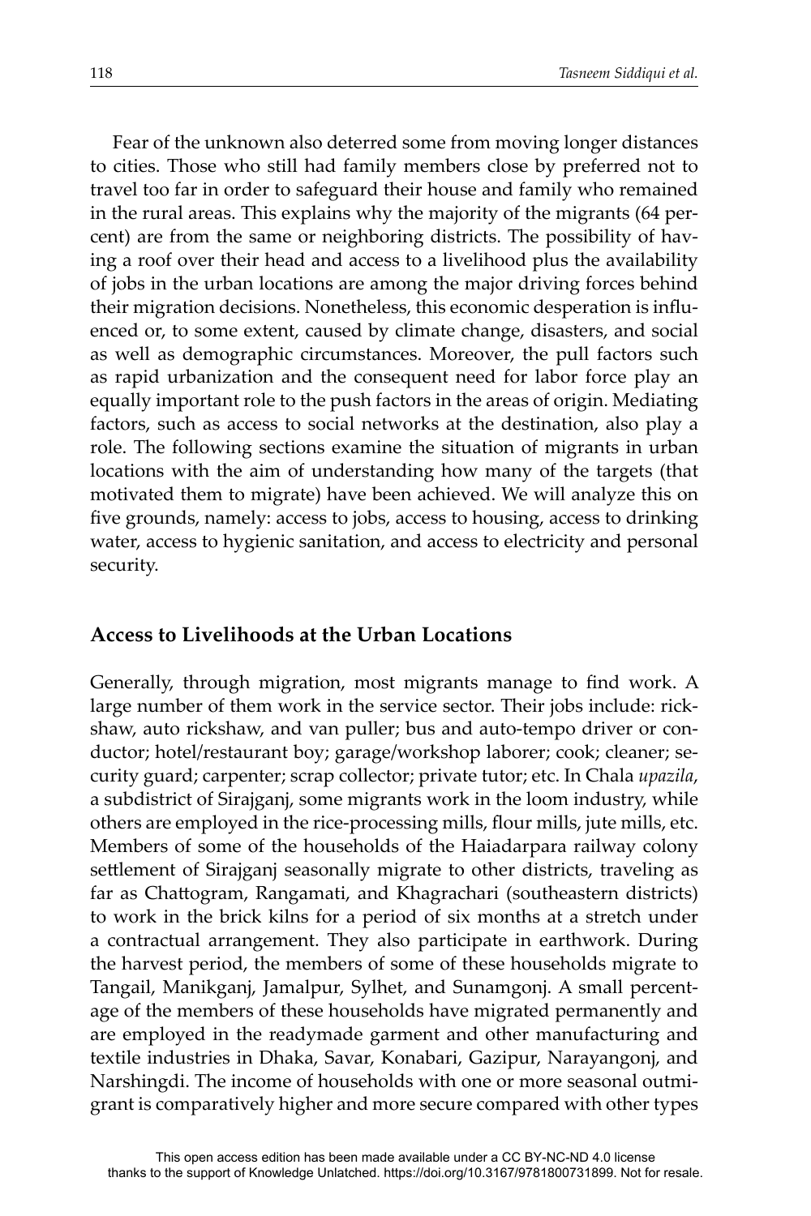Fear of the unknown also deterred some from moving longer distances to cities. Those who still had family members close by preferred not to travel too far in order to safeguard their house and family who remained in the rural areas. This explains why the majority of the migrants (64 percent) are from the same or neighboring districts. The possibility of having a roof over their head and access to a livelihood plus the availability of jobs in the urban locations are among the major driving forces behind their migration decisions. Nonetheless, this economic desperation is influenced or, to some extent, caused by climate change, disasters, and social as well as demographic circumstances. Moreover, the pull factors such as rapid urbanization and the consequent need for labor force play an equally important role to the push factors in the areas of origin. Mediating factors, such as access to social networks at the destination, also play a role. The following sections examine the situation of migrants in urban locations with the aim of understanding how many of the targets (that motivated them to migrate) have been achieved. We will analyze this on five grounds, namely: access to jobs, access to housing, access to drinking water, access to hygienic sanitation, and access to electricity and personal security.

## Access to Livelihoods at the Urban Locations

Generally, through migration, most migrants manage to find work. A large number of them work in the service sector. Their jobs include: rickshaw, auto rickshaw, and van puller; bus and auto-tempo driver or conductor; hotel/restaurant boy; garage/workshop laborer; cook; cleaner; security guard; carpenter; scrap collector; private tutor; etc. In Chala *upazila*, a subdistrict of Sirajganj, some migrants work in the loom industry, while others are employed in the rice-processing mills, flour mills, jute mills, etc. Members of some of the households of the Haiadarpara railway colony settlement of Sirajganj seasonally migrate to other districts, traveling as far as Chattogram, Rangamati, and Khagrachari (southeastern districts) to work in the brick kilns for a period of six months at a stretch under a contractual arrangement. They also participate in earthwork. During the harvest period, the members of some of these households migrate to Tangail, Manikganj, Jamalpur, Sylhet, and Sunamgonj. A small percentage of the members of these households have migrated permanently and are employed in the readymade garment and other manufacturing and textile industries in Dhaka, Savar, Konabari, Gazipur, Narayangonj, and Narshingdi. The income of households with one or more seasonal outmigrant is comparatively higher and more secure compared with other types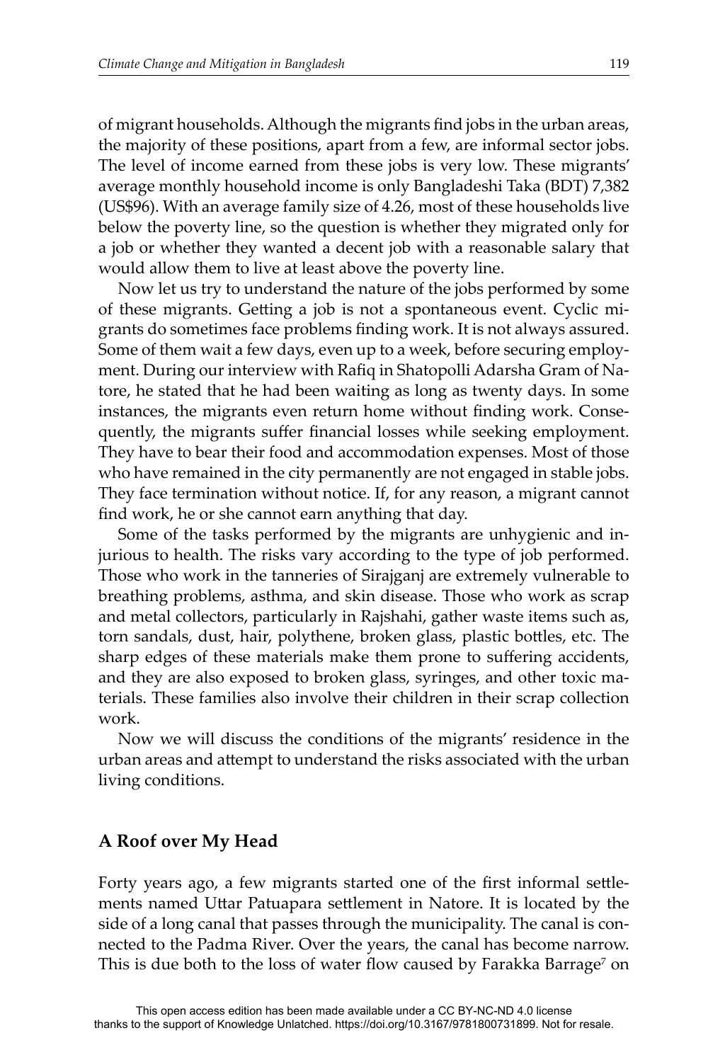of migrant households. Although the migrants find jobs in the urban areas, the majority of these positions, apart from a few, are informal sector jobs. The level of income earned from these jobs is very low. These migrants' average monthly household income is only Bangladeshi Taka (BDT) 7,382 (US$96). With an average family size of 4.26, most of these households live below the poverty line, so the question is whether they migrated only for a job or whether they wanted a decent job with a reasonable salary that would allow them to live at least above the poverty line.

Now let us try to understand the nature of the jobs performed by some of these migrants. Getting a job is not a spontaneous event. Cyclic migrants do sometimes face problems finding work. It is not always assured. Some of them wait a few days, even up to a week, before securing employment. During our interview with Rafiq in Shatopolli Adarsha Gram of Natore, he stated that he had been waiting as long as twenty days. In some instances, the migrants even return home without finding work. Consequently, the migrants suffer financial losses while seeking employment. They have to bear their food and accommodation expenses. Most of those who have remained in the city permanently are not engaged in stable jobs. They face termination without notice. If, for any reason, a migrant cannot find work, he or she cannot earn anything that day.

Some of the tasks performed by the migrants are unhygienic and injurious to health. The risks vary according to the type of job performed. Those who work in the tanneries of Sirajganj are extremely vulnerable to breathing problems, asthma, and skin disease. Those who work as scrap and metal collectors, particularly in Rajshahi, gather waste items such as, torn sandals, dust, hair, polythene, broken glass, plastic bottles, etc. The sharp edges of these materials make them prone to suffering accidents, and they are also exposed to broken glass, syringes, and other toxic materials. These families also involve their children in their scrap collection work.

Now we will discuss the conditions of the migrants' residence in the urban areas and attempt to understand the risks associated with the urban living conditions.

## A Roof over My Head

Forty years ago, a few migrants started one of the first informal settlements named Uttar Patuapara settlement in Natore. It is located by the side of a long canal that passes through the municipality. The canal is connected to the Padma River. Over the years, the canal has become narrow. This is due both to the loss of water flow caused by Farakka Barrage[7] on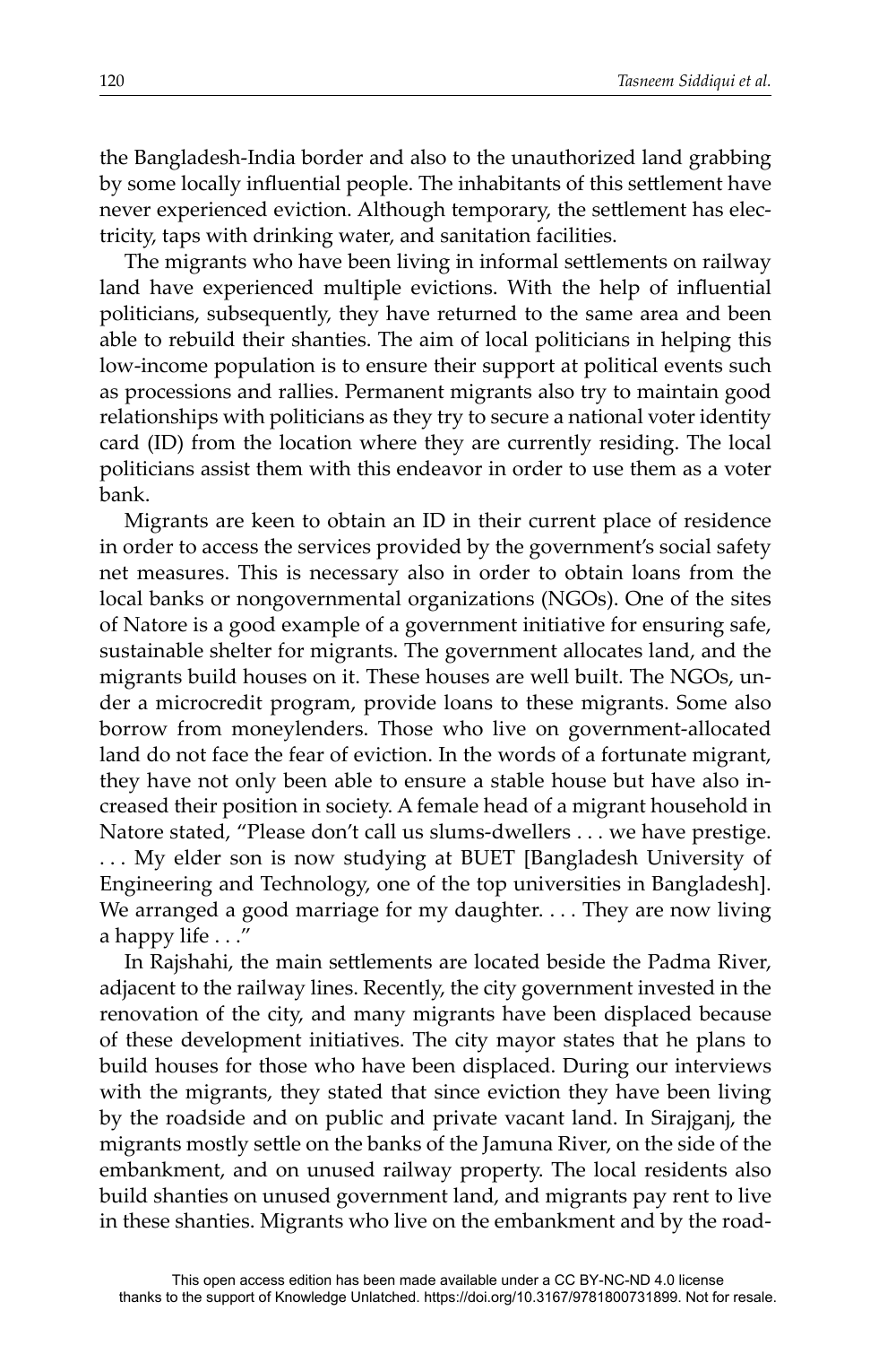the Bangladesh-India border and also to the unauthorized land grabbing by some locally influential people. The inhabitants of this settlement have never experienced eviction. Although temporary, the settlement has electricity, taps with drinking water, and sanitation facilities.

The migrants who have been living in informal settlements on railway land have experienced multiple evictions. With the help of influential politicians, subsequently, they have returned to the same area and been able to rebuild their shanties. The aim of local politicians in helping this low-income population is to ensure their support at political events such as processions and rallies. Permanent migrants also try to maintain good relationships with politicians as they try to secure a national voter identity card (ID) from the location where they are currently residing. The local politicians assist them with this endeavor in order to use them as a voter bank.

Migrants are keen to obtain an ID in their current place of residence in order to access the services provided by the government's social safety net measures. This is necessary also in order to obtain loans from the local banks or nongovernmental organizations (NGOs). One of the sites of Natore is a good example of a government initiative for ensuring safe, sustainable shelter for migrants. The government allocates land, and the migrants build houses on it. These houses are well built. The NGOs, under a microcredit program, provide loans to these migrants. Some also borrow from moneylenders. Those who live on government-allocated land do not face the fear of eviction. In the words of a fortunate migrant, they have not only been able to ensure a stable house but have also increased their position in society. A female head of a migrant household in Natore stated, "Please don't call us slums-dwellers . . . we have prestige. . . . My elder son is now studying at BUET [Bangladesh University of Engineering and Technology, one of the top universities in Bangladesh]. We arranged a good marriage for my daughter. . . . They are now living a happy life . . ."

In Rajshahi, the main settlements are located beside the Padma River, adjacent to the railway lines. Recently, the city government invested in the renovation of the city, and many migrants have been displaced because of these development initiatives. The city mayor states that he plans to build houses for those who have been displaced. During our interviews with the migrants, they stated that since eviction they have been living by the roadside and on public and private vacant land. In Sirajganj, the migrants mostly settle on the banks of the Jamuna River, on the side of the embankment, and on unused railway property. The local residents also build shanties on unused government land, and migrants pay rent to live in these shanties. Migrants who live on the embankment and by the road-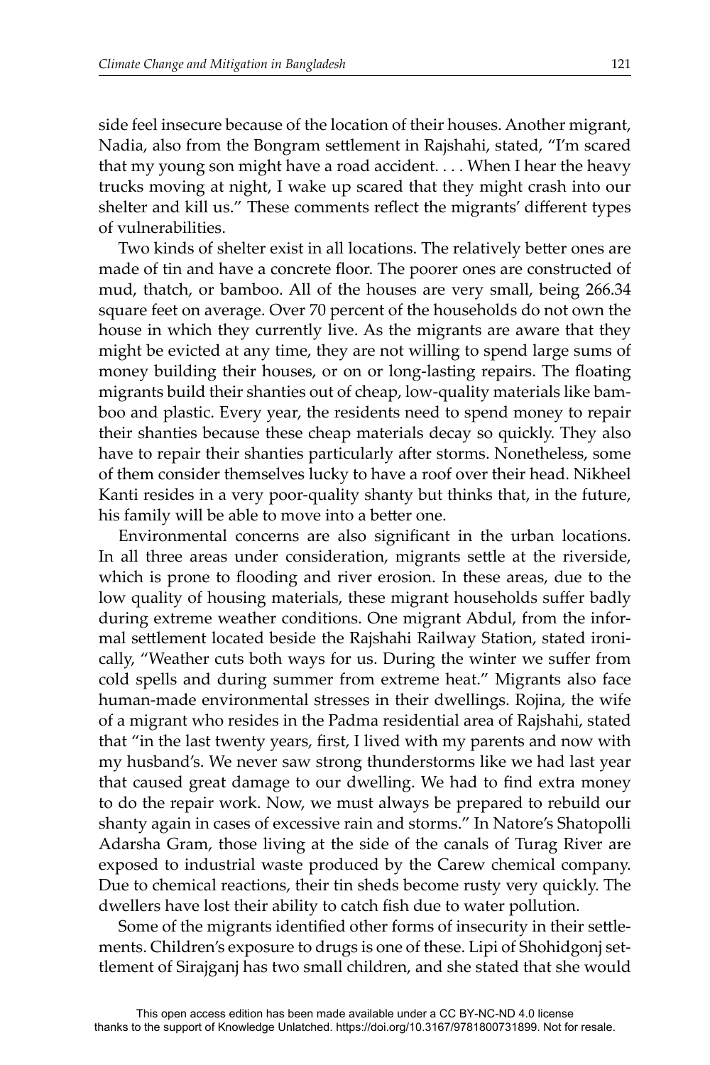side feel insecure because of the location of their houses. Another migrant, Nadia, also from the Bongram settlement in Rajshahi, stated, "I'm scared that my young son might have a road accident. . . . When I hear the heavy trucks moving at night, I wake up scared that they might crash into our shelter and kill us." These comments reflect the migrants' different types of vulnerabilities.

Two kinds of shelter exist in all locations. The relatively better ones are made of tin and have a concrete floor. The poorer ones are constructed of mud, thatch, or bamboo. All of the houses are very small, being 266.34 square feet on average. Over 70 percent of the households do not own the house in which they currently live. As the migrants are aware that they might be evicted at any time, they are not willing to spend large sums of money building their houses, or on or long-lasting repairs. The floating migrants build their shanties out of cheap, low-quality materials like bamboo and plastic. Every year, the residents need to spend money to repair their shanties because these cheap materials decay so quickly. They also have to repair their shanties particularly after storms. Nonetheless, some of them consider themselves lucky to have a roof over their head. Nikheel Kanti resides in a very poor-quality shanty but thinks that, in the future, his family will be able to move into a better one.

Environmental concerns are also significant in the urban locations. In all three areas under consideration, migrants settle at the riverside, which is prone to flooding and river erosion. In these areas, due to the low quality of housing materials, these migrant households suffer badly during extreme weather conditions. One migrant Abdul, from the informal settlement located beside the Rajshahi Railway Station, stated ironically, "Weather cuts both ways for us. During the winter we suffer from cold spells and during summer from extreme heat." Migrants also face human-made environmental stresses in their dwellings. Rojina, the wife of a migrant who resides in the Padma residential area of Rajshahi, stated that "in the last twenty years, first, I lived with my parents and now with my husband's. We never saw strong thunderstorms like we had last year that caused great damage to our dwelling. We had to find extra money to do the repair work. Now, we must always be prepared to rebuild our shanty again in cases of excessive rain and storms." In Natore's Shatopolli Adarsha Gram, those living at the side of the canals of Turag River are exposed to industrial waste produced by the Carew chemical company. Due to chemical reactions, their tin sheds become rusty very quickly. The dwellers have lost their ability to catch fish due to water pollution.

Some of the migrants identified other forms of insecurity in their settlements. Children's exposure to drugs is one of these. Lipi of Shohidgonj settlement of Sirajganj has two small children, and she stated that she would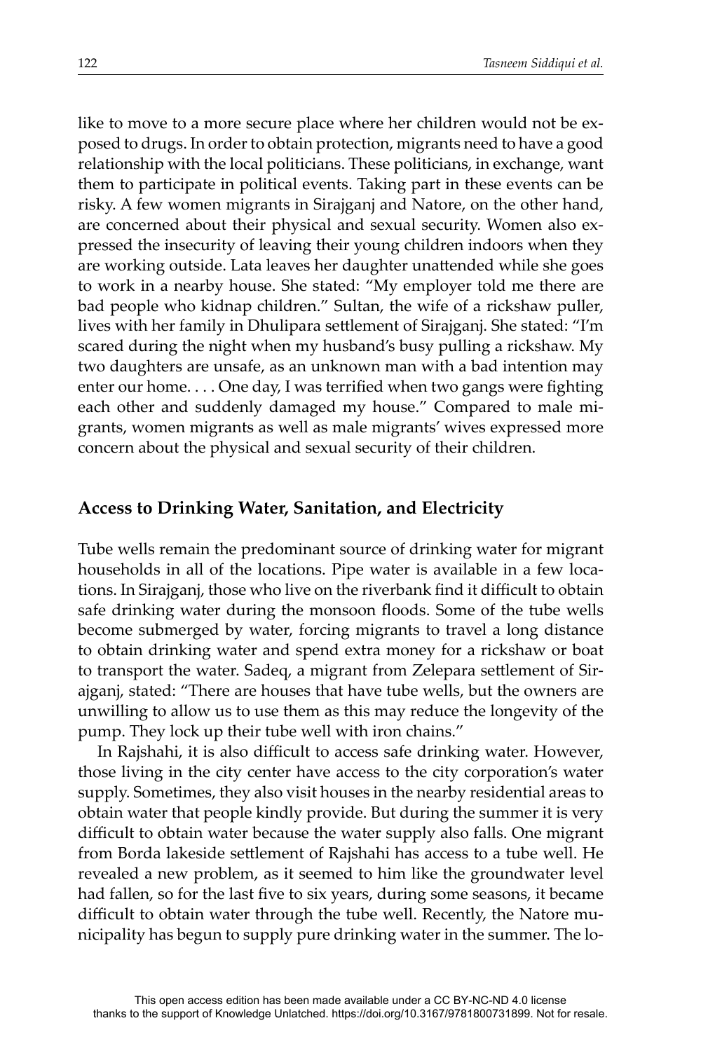like to move to a more secure place where her children would not be exposed to drugs. In order to obtain protection, migrants need to have a good relationship with the local politicians. These politicians, in exchange, want them to participate in political events. Taking part in these events can be risky. A few women migrants in Sirajganj and Natore, on the other hand, are concerned about their physical and sexual security. Women also expressed the insecurity of leaving their young children indoors when they are working outside. Lata leaves her daughter unattended while she goes to work in a nearby house. She stated: "My employer told me there are bad people who kidnap children." Sultan, the wife of a rickshaw puller, lives with her family in Dhulipara settlement of Sirajganj. She stated: "I'm scared during the night when my husband's busy pulling a rickshaw. My two daughters are unsafe, as an unknown man with a bad intention may enter our home. . . . One day, I was terrified when two gangs were fighting each other and suddenly damaged my house." Compared to male migrants, women migrants as well as male migrants' wives expressed more concern about the physical and sexual security of their children.

## Access to Drinking Water, Sanitation, and Electricity

Tube wells remain the predominant source of drinking water for migrant households in all of the locations. Pipe water is available in a few locations. In Sirajganj, those who live on the riverbank find it difficult to obtain safe drinking water during the monsoon floods. Some of the tube wells become submerged by water, forcing migrants to travel a long distance to obtain drinking water and spend extra money for a rickshaw or boat to transport the water. Sadeq, a migrant from Zelepara settlement of Sirajganj, stated: "There are houses that have tube wells, but the owners are unwilling to allow us to use them as this may reduce the longevity of the pump. They lock up their tube well with iron chains."

In Rajshahi, it is also difficult to access safe drinking water. However, those living in the city center have access to the city corporation's water supply. Sometimes, they also visit houses in the nearby residential areas to obtain water that people kindly provide. But during the summer it is very difficult to obtain water because the water supply also falls. One migrant from Borda lakeside settlement of Rajshahi has access to a tube well. He revealed a new problem, as it seemed to him like the groundwater level had fallen, so for the last five to six years, during some seasons, it became difficult to obtain water through the tube well. Recently, the Natore municipality has begun to supply pure drinking water in the summer. The lo-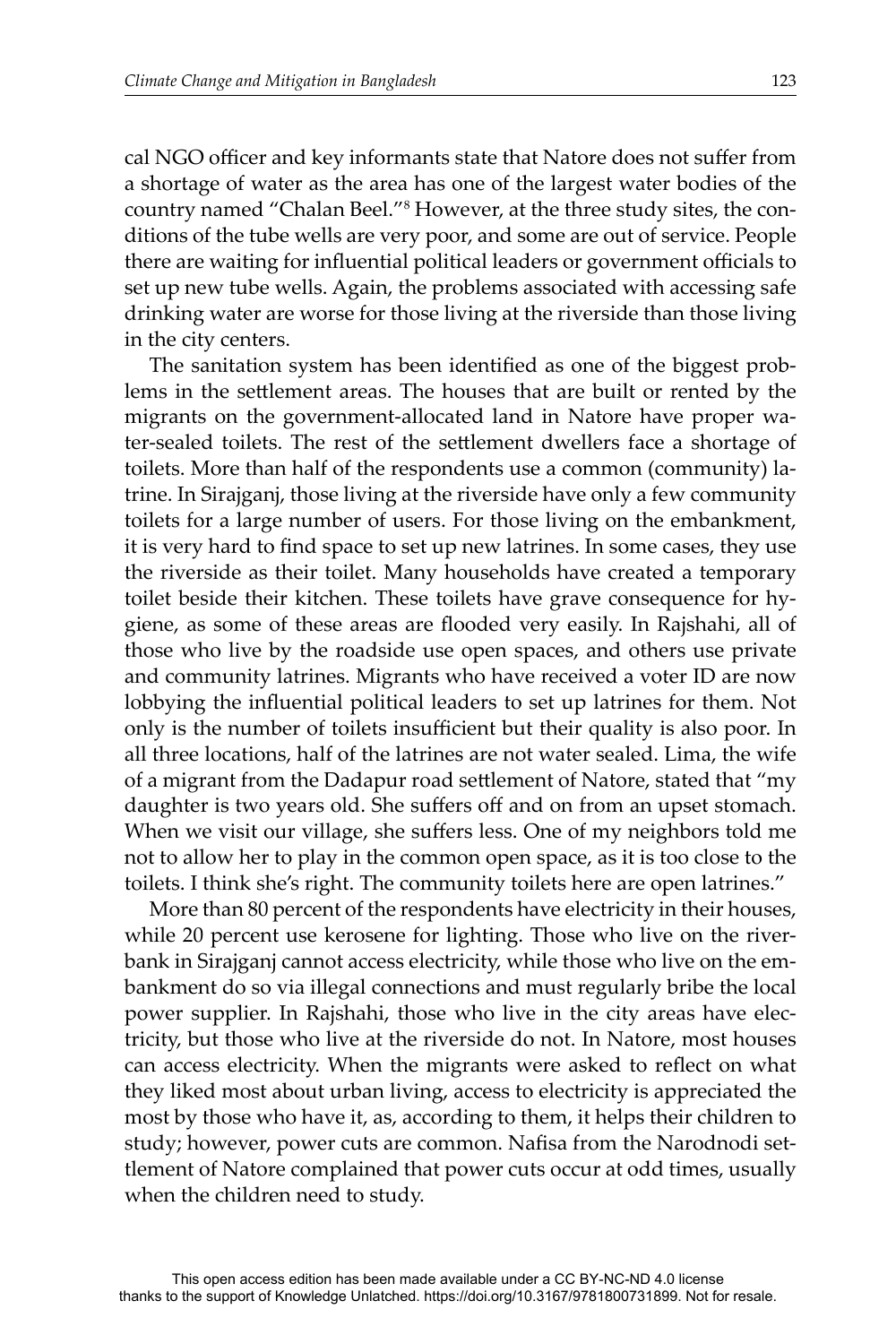cal NGO officer and key informants state that Natore does not suffer from a shortage of water as the area has one of the largest water bodies of the country named "Chalan Beel."[8] However, at the three study sites, the conditions of the tube wells are very poor, and some are out of service. People there are waiting for influential political leaders or government officials to set up new tube wells. Again, the problems associated with accessing safe drinking water are worse for those living at the riverside than those living in the city centers.

The sanitation system has been identified as one of the biggest problems in the settlement areas. The houses that are built or rented by the migrants on the government-allocated land in Natore have proper water-sealed toilets. The rest of the settlement dwellers face a shortage of toilets. More than half of the respondents use a common (community) latrine. In Sirajganj, those living at the riverside have only a few community toilets for a large number of users. For those living on the embankment, it is very hard to find space to set up new latrines. In some cases, they use the riverside as their toilet. Many households have created a temporary toilet beside their kitchen. These toilets have grave consequence for hygiene, as some of these areas are flooded very easily. In Rajshahi, all of those who live by the roadside use open spaces, and others use private and community latrines. Migrants who have received a voter ID are now lobbying the influential political leaders to set up latrines for them. Not only is the number of toilets insufficient but their quality is also poor. In all three locations, half of the latrines are not water sealed. Lima, the wife of a migrant from the Dadapur road settlement of Natore, stated that "my daughter is two years old. She suffers off and on from an upset stomach. When we visit our village, she suffers less. One of my neighbors told me not to allow her to play in the common open space, as it is too close to the toilets. I think she's right. The community toilets here are open latrines."

More than 80 percent of the respondents have electricity in their houses, while 20 percent use kerosene for lighting. Those who live on the riverbank in Sirajganj cannot access electricity, while those who live on the embankment do so via illegal connections and must regularly bribe the local power supplier. In Rajshahi, those who live in the city areas have electricity, but those who live at the riverside do not. In Natore, most houses can access electricity. When the migrants were asked to reflect on what they liked most about urban living, access to electricity is appreciated the most by those who have it, as, according to them, it helps their children to study; however, power cuts are common. Nafisa from the Narodnodi settlement of Natore complained that power cuts occur at odd times, usually when the children need to study.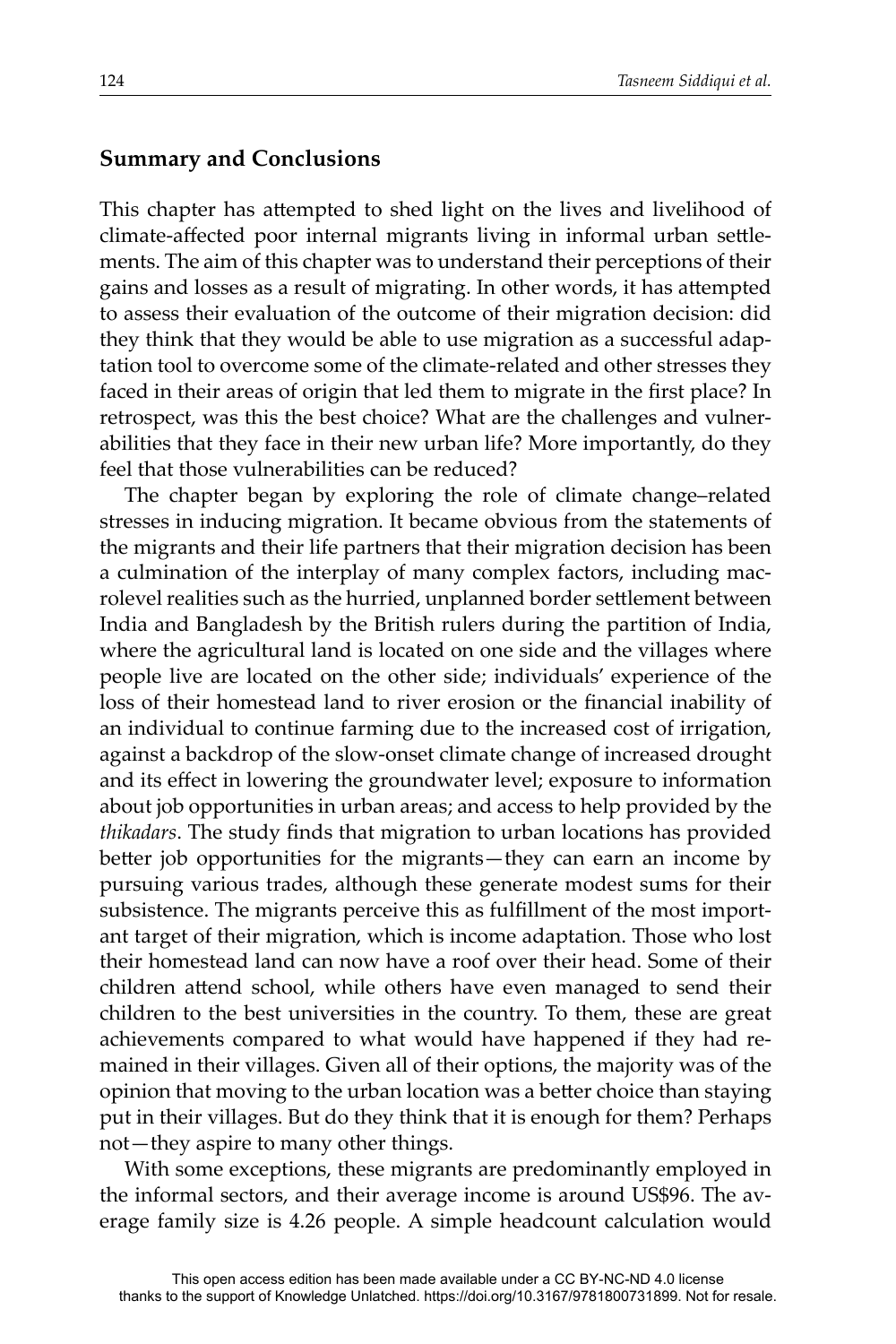## Summary and Conclusions

This chapter has attempted to shed light on the lives and livelihood of climate-affected poor internal migrants living in informal urban settlements. The aim of this chapter was to understand their perceptions of their gains and losses as a result of migrating. In other words, it has attempted to assess their evaluation of the outcome of their migration decision: did they think that they would be able to use migration as a successful adaptation tool to overcome some of the climate-related and other stresses they faced in their areas of origin that led them to migrate in the first place? In retrospect, was this the best choice? What are the challenges and vulnerabilities that they face in their new urban life? More importantly, do they feel that those vulnerabilities can be reduced?

The chapter began by exploring the role of climate change–related stresses in inducing migration. It became obvious from the statements of the migrants and their life partners that their migration decision has been a culmination of the interplay of many complex factors, including macrolevel realities such as the hurried, unplanned border settlement between India and Bangladesh by the British rulers during the partition of India, where the agricultural land is located on one side and the villages where people live are located on the other side; individuals' experience of the loss of their homestead land to river erosion or the financial inability of an individual to continue farming due to the increased cost of irrigation, against a backdrop of the slow-onset climate change of increased drought and its effect in lowering the groundwater level; exposure to information about job opportunities in urban areas; and access to help provided by the *thikadars*. The study finds that migration to urban locations has provided better job opportunities for the migrants—they can earn an income by pursuing various trades, although these generate modest sums for their subsistence. The migrants perceive this as fulfillment of the most important target of their migration, which is income adaptation. Those who lost their homestead land can now have a roof over their head. Some of their children attend school, while others have even managed to send their children to the best universities in the country. To them, these are great achievements compared to what would have happened if they had remained in their villages. Given all of their options, the majority was of the opinion that moving to the urban location was a better choice than staying put in their villages. But do they think that it is enough for them? Perhaps not—they aspire to many other things.

With some exceptions, these migrants are predominantly employed in the informal sectors, and their average income is around US$96. The average family size is 4.26 people. A simple headcount calculation would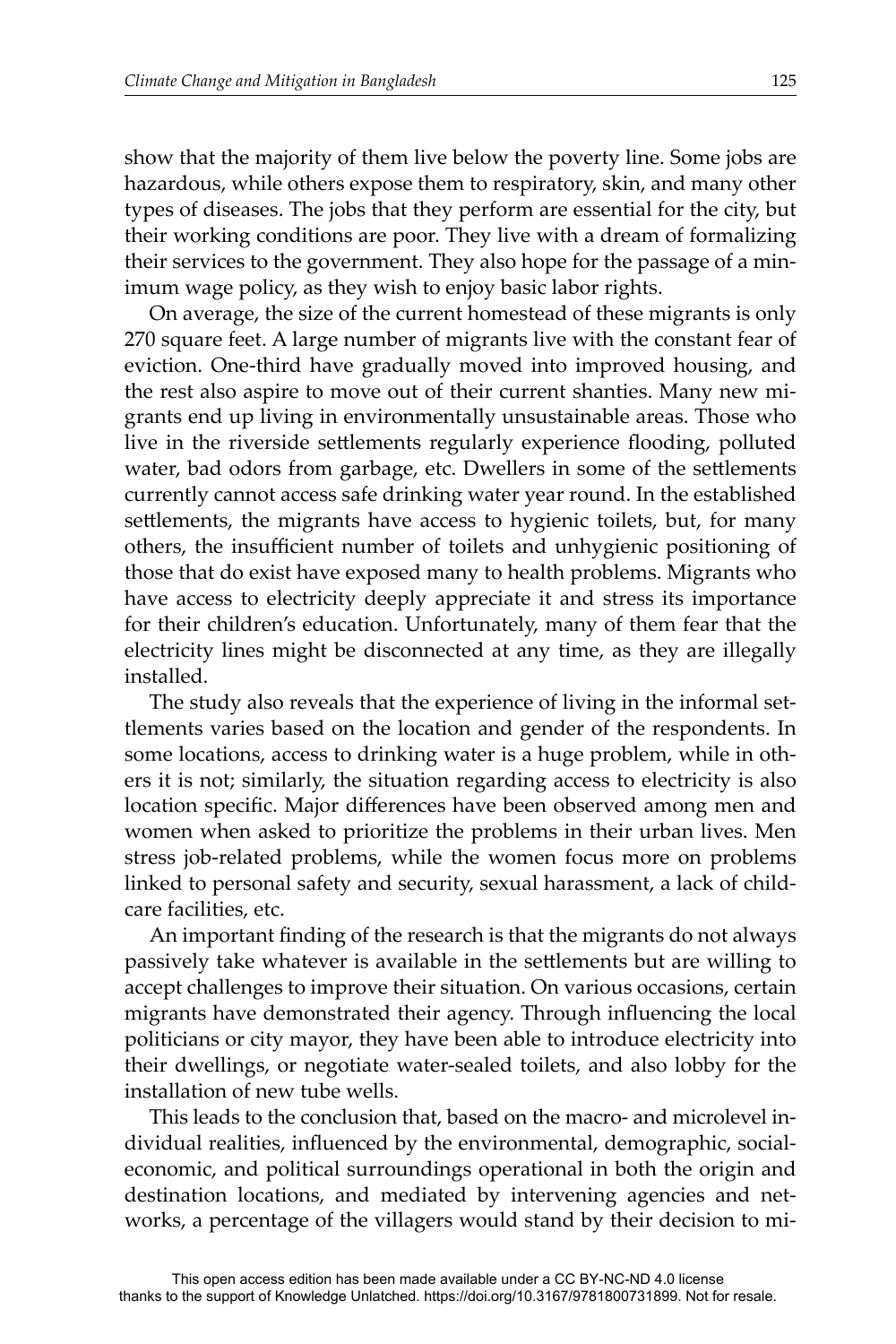show that the majority of them live below the poverty line. Some jobs are hazardous, while others expose them to respiratory, skin, and many other types of diseases. The jobs that they perform are essential for the city, but their working conditions are poor. They live with a dream of formalizing their services to the government. They also hope for the passage of a minimum wage policy, as they wish to enjoy basic labor rights.

On average, the size of the current homestead of these migrants is only 270 square feet. A large number of migrants live with the constant fear of eviction. One-third have gradually moved into improved housing, and the rest also aspire to move out of their current shanties. Many new migrants end up living in environmentally unsustainable areas. Those who live in the riverside settlements regularly experience flooding, polluted water, bad odors from garbage, etc. Dwellers in some of the settlements currently cannot access safe drinking water year round. In the established settlements, the migrants have access to hygienic toilets, but, for many others, the insufficient number of toilets and unhygienic positioning of those that do exist have exposed many to health problems. Migrants who have access to electricity deeply appreciate it and stress its importance for their children's education. Unfortunately, many of them fear that the electricity lines might be disconnected at any time, as they are illegally installed.

The study also reveals that the experience of living in the informal settlements varies based on the location and gender of the respondents. In some locations, access to drinking water is a huge problem, while in others it is not; similarly, the situation regarding access to electricity is also location specific. Major differences have been observed among men and women when asked to prioritize the problems in their urban lives. Men stress job-related problems, while the women focus more on problems linked to personal safety and security, sexual harassment, a lack of childcare facilities, etc.

An important finding of the research is that the migrants do not always passively take whatever is available in the settlements but are willing to accept challenges to improve their situation. On various occasions, certain migrants have demonstrated their agency. Through influencing the local politicians or city mayor, they have been able to introduce electricity into their dwellings, or negotiate water-sealed toilets, and also lobby for the installation of new tube wells.

This leads to the conclusion that, based on the macro- and microlevel individual realities, influenced by the environmental, demographic, social-economic, and political surroundings operational in both the origin and destination locations, and mediated by intervening agencies and networks, a percentage of the villagers would stand by their decision to mi-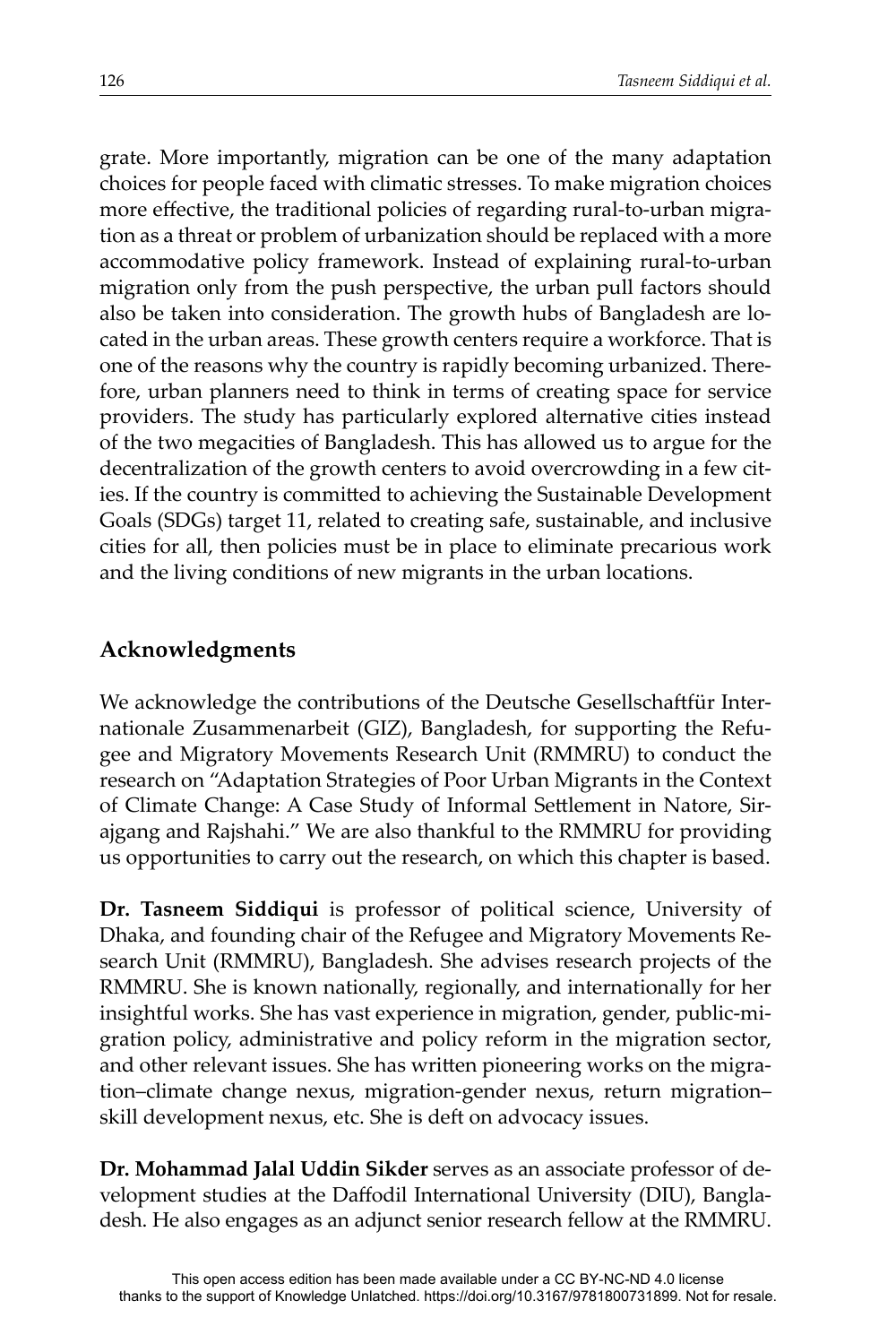grate. More importantly, migration can be one of the many adaptation choices for people faced with climatic stresses. To make migration choices more effective, the traditional policies of regarding rural-to-urban migration as a threat or problem of urbanization should be replaced with a more accommodative policy framework. Instead of explaining rural-to-urban migration only from the push perspective, the urban pull factors should also be taken into consideration. The growth hubs of Bangladesh are located in the urban areas. These growth centers require a workforce. That is one of the reasons why the country is rapidly becoming urbanized. Therefore, urban planners need to think in terms of creating space for service providers. The study has particularly explored alternative cities instead of the two megacities of Bangladesh. This has allowed us to argue for the decentralization of the growth centers to avoid overcrowding in a few cities. If the country is committed to achieving the Sustainable Development Goals (SDGs) target 11, related to creating safe, sustainable, and inclusive cities for all, then policies must be in place to eliminate precarious work and the living conditions of new migrants in the urban locations.

## Acknowledgments

We acknowledge the contributions of the Deutsche Gesellschaftfür Internationale Zusammenarbeit (GIZ), Bangladesh, for supporting the Refugee and Migratory Movements Research Unit (RMMRU) to conduct the research on "Adaptation Strategies of Poor Urban Migrants in the Context of Climate Change: A Case Study of Informal Settlement in Natore, Sirajgang and Rajshahi." We are also thankful to the RMMRU for providing us opportunities to carry out the research, on which this chapter is based.

**Dr. Tasneem Siddiqui** is professor of political science, University of Dhaka, and founding chair of the Refugee and Migratory Movements Research Unit (RMMRU), Bangladesh. She advises research projects of the RMMRU. She is known nationally, regionally, and internationally for her insightful works. She has vast experience in migration, gender, public-migration policy, administrative and policy reform in the migration sector, and other relevant issues. She has written pioneering works on the migration–climate change nexus, migration-gender nexus, return migration–skill development nexus, etc. She is deft on advocacy issues.

**Dr. Mohammad Jalal Uddin Sikder** serves as an associate professor of development studies at the Daffodil International University (DIU), Bangladesh. He also engages as an adjunct senior research fellow at the RMMRU.

This open access edition has been made available under a CC BY-NC-ND 4.0 license thanks to the support of Knowledge Unlatched. https://doi.org/10.3167/9781800731899. Not for resale.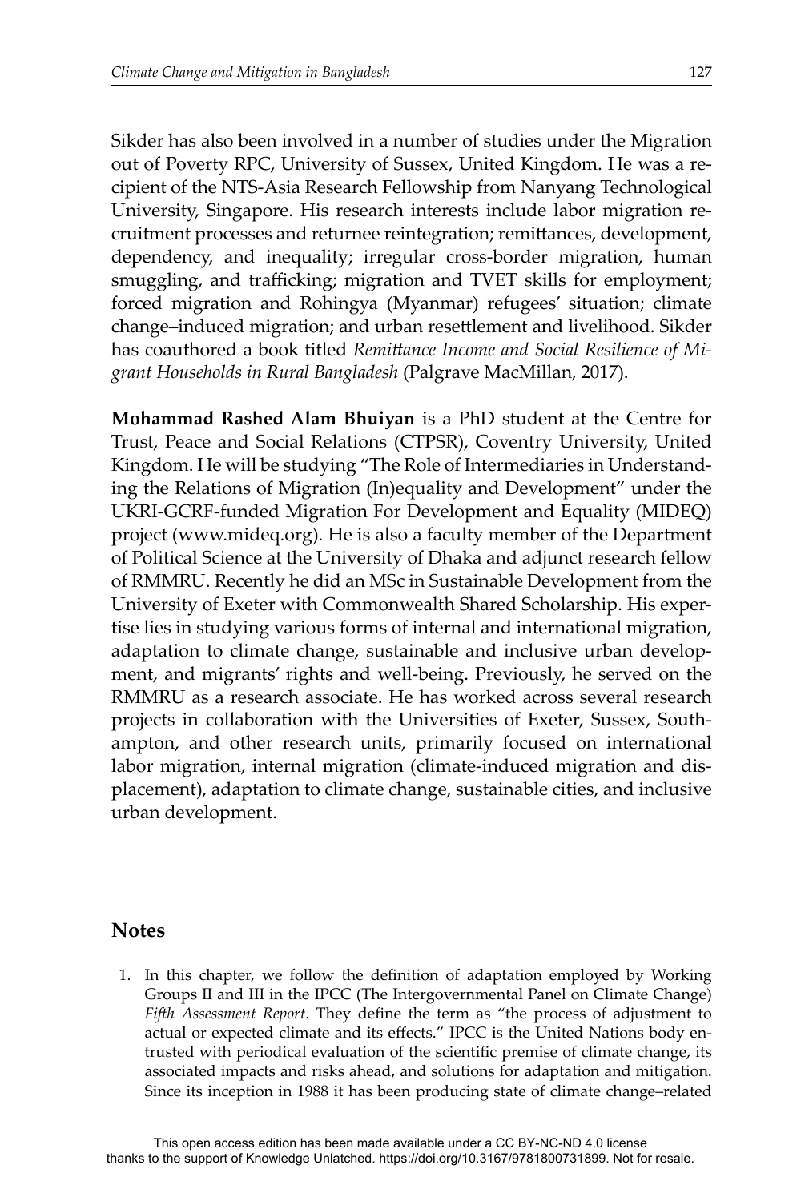Sikder has also been involved in a number of studies under the Migration out of Poverty RPC, University of Sussex, United Kingdom. He was a recipient of the NTS-Asia Research Fellowship from Nanyang Technological University, Singapore. His research interests include labor migration recruitment processes and returnee reintegration; remittances, development, dependency, and inequality; irregular cross-border migration, human smuggling, and trafficking; migration and TVET skills for employment; forced migration and Rohingya (Myanmar) refugees' situation; climate change–induced migration; and urban resettlement and livelihood. Sikder has coauthored a book titled *Remittance Income and Social Resilience of Migrant Households in Rural Bangladesh* (Palgrave MacMillan, 2017).

**Mohammad Rashed Alam Bhuiyan** is a PhD student at the Centre for Trust, Peace and Social Relations (CTPSR), Coventry University, United Kingdom. He will be studying "The Role of Intermediaries in Understanding the Relations of Migration (In)equality and Development" under the UKRI-GCRF-funded Migration For Development and Equality (MIDEQ) project (www.mideq.org). He is also a faculty member of the Department of Political Science at the University of Dhaka and adjunct research fellow of RMMRU. Recently he did an MSc in Sustainable Development from the University of Exeter with Commonwealth Shared Scholarship. His expertise lies in studying various forms of internal and international migration, adaptation to climate change, sustainable and inclusive urban development, and migrants' rights and well-being. Previously, he served on the RMMRU as a research associate. He has worked across several research projects in collaboration with the Universities of Exeter, Sussex, Southampton, and other research units, primarily focused on international labor migration, internal migration (climate-induced migration and displacement), adaptation to climate change, sustainable cities, and inclusive urban development.

## Notes

1. In this chapter, we follow the definition of adaptation employed by Working Groups II and III in the IPCC (The Intergovernmental Panel on Climate Change) *Fifth Assessment Report*. They define the term as "the process of adjustment to actual or expected climate and its effects." IPCC is the United Nations body entrusted with periodical evaluation of the scientific premise of climate change, its associated impacts and risks ahead, and solutions for adaptation and mitigation. Since its inception in 1988 it has been producing state of climate change–related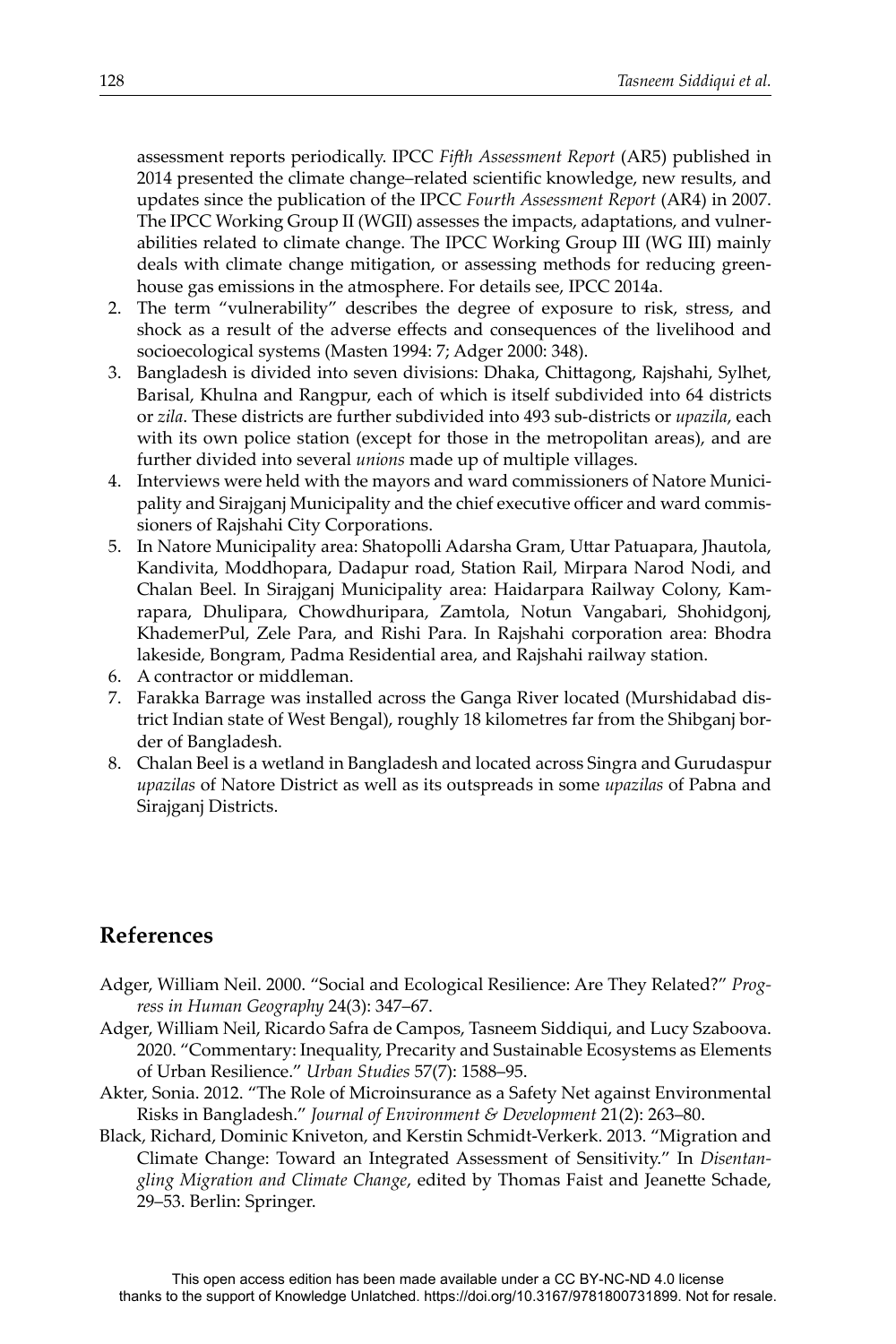assessment reports periodically. IPCC *Fifth Assessment Report* (AR5) published in 2014 presented the climate change–related scientific knowledge, new results, and updates since the publication of the IPCC *Fourth Assessment Report* (AR4) in 2007. The IPCC Working Group II (WGII) assesses the impacts, adaptations, and vulnerabilities related to climate change. The IPCC Working Group III (WG III) mainly deals with climate change mitigation, or assessing methods for reducing greenhouse gas emissions in the atmosphere. For details see, IPCC 2014a.

2. The term "vulnerability" describes the degree of exposure to risk, stress, and shock as a result of the adverse effects and consequences of the livelihood and socioecological systems (Masten 1994: 7; Adger 2000: 348).
3. Bangladesh is divided into seven divisions: Dhaka, Chittagong, Rajshahi, Sylhet, Barisal, Khulna and Rangpur, each of which is itself subdivided into 64 districts or *zila*. These districts are further subdivided into 493 sub-districts or *upazila*, each with its own police station (except for those in the metropolitan areas), and are further divided into several *unions* made up of multiple villages.
4. Interviews were held with the mayors and ward commissioners of Natore Municipality and Sirajganj Municipality and the chief executive officer and ward commissioners of Rajshahi City Corporations.
5. In Natore Municipality area: Shatopolli Adarsha Gram, Uttar Patuapara, Jhautola, Kandivita, Moddhopara, Dadapur road, Station Rail, Mirpara Narod Nodi, and Chalan Beel. In Sirajganj Municipality area: Haidarpara Railway Colony, Kamrapara, Dhulipara, Chowdhuripara, Zamtola, Notun Vangabari, Shohidgonj, KhademerPul, Zele Para, and Rishi Para. In Rajshahi corporation area: Bhodra lakeside, Bongram, Padma Residential area, and Rajshahi railway station.
6. A contractor or middleman.
7. Farakka Barrage was installed across the Ganga River located (Murshidabad district Indian state of West Bengal), roughly 18 kilometres far from the Shibganj border of Bangladesh.
8. Chalan Beel is a wetland in Bangladesh and located across Singra and Gurudaspur *upazilas* of Natore District as well as its outspreads in some *upazilas* of Pabna and Sirajganj Districts.

## References

Adger, William Neil. 2000. "Social and Ecological Resilience: Are They Related?" *Progress in Human Geography* 24(3): 347–67.

Adger, William Neil, Ricardo Safra de Campos, Tasneem Siddiqui, and Lucy Szaboova. 2020. "Commentary: Inequality, Precarity and Sustainable Ecosystems as Elements of Urban Resilience." *Urban Studies* 57(7): 1588–95.

Akter, Sonia. 2012. "The Role of Microinsurance as a Safety Net against Environmental Risks in Bangladesh." *Journal of Environment & Development* 21(2): 263–80.

Black, Richard, Dominic Kniveton, and Kerstin Schmidt-Verkerk. 2013. "Migration and Climate Change: Toward an Integrated Assessment of Sensitivity." In *Disentangling Migration and Climate Change*, edited by Thomas Faist and Jeanette Schade, 29–53. Berlin: Springer.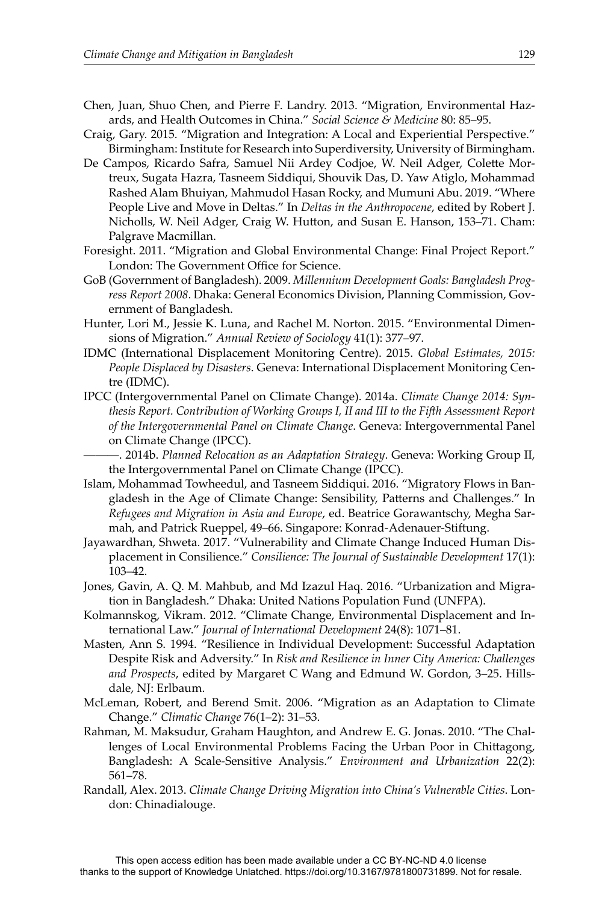Chen, Juan, Shuo Chen, and Pierre F. Landry. 2013. "Migration, Environmental Hazards, and Health Outcomes in China." *Social Science & Medicine* 80: 85–95.

Craig, Gary. 2015. "Migration and Integration: A Local and Experiential Perspective." Birmingham: Institute for Research into Superdiversity, University of Birmingham.

De Campos, Ricardo Safra, Samuel Nii Ardey Codjoe, W. Neil Adger, Colette Mortreux, Sugata Hazra, Tasneem Siddiqui, Shouvik Das, D. Yaw Atiglo, Mohammad Rashed Alam Bhuiyan, Mahmudol Hasan Rocky, and Mumuni Abu. 2019. "Where People Live and Move in Deltas." In *Deltas in the Anthropocene*, edited by Robert J. Nicholls, W. Neil Adger, Craig W. Hutton, and Susan E. Hanson, 153–71. Cham: Palgrave Macmillan.

Foresight. 2011. "Migration and Global Environmental Change: Final Project Report." London: The Government Office for Science.

GoB (Government of Bangladesh). 2009. *Millennium Development Goals: Bangladesh Progress Report 2008*. Dhaka: General Economics Division, Planning Commission, Government of Bangladesh.

Hunter, Lori M., Jessie K. Luna, and Rachel M. Norton. 2015. "Environmental Dimensions of Migration." *Annual Review of Sociology* 41(1): 377–97.

IDMC (International Displacement Monitoring Centre). 2015. *Global Estimates, 2015: People Displaced by Disasters*. Geneva: International Displacement Monitoring Centre (IDMC).

IPCC (Intergovernmental Panel on Climate Change). 2014a. *Climate Change 2014: Synthesis Report. Contribution of Working Groups I, II and III to the Fifth Assessment Report of the Intergovernmental Panel on Climate Change*. Geneva: Intergovernmental Panel on Climate Change (IPCC).

———. 2014b. *Planned Relocation as an Adaptation Strategy*. Geneva: Working Group II, the Intergovernmental Panel on Climate Change (IPCC).

Islam, Mohammad Towheedul, and Tasneem Siddiqui. 2016. "Migratory Flows in Bangladesh in the Age of Climate Change: Sensibility, Patterns and Challenges." In *Refugees and Migration in Asia and Europe*, ed. Beatrice Gorawantschy, Megha Sarmah, and Patrick Rueppel, 49–66. Singapore: Konrad-Adenauer-Stiftung.

Jayawardhan, Shweta. 2017. "Vulnerability and Climate Change Induced Human Displacement in Consilience." *Consilience: The Journal of Sustainable Development* 17(1): 103–42.

Jones, Gavin, A. Q. M. Mahbub, and Md Izazul Haq. 2016. "Urbanization and Migration in Bangladesh." Dhaka: United Nations Population Fund (UNFPA).

Kolmannskog, Vikram. 2012. "Climate Change, Environmental Displacement and International Law." *Journal of International Development* 24(8): 1071–81.

Masten, Ann S. 1994. "Resilience in Individual Development: Successful Adaptation Despite Risk and Adversity." In *Risk and Resilience in Inner City America: Challenges and Prospects*, edited by Margaret C Wang and Edmund W. Gordon, 3–25. Hillsdale, NJ: Erlbaum.

McLeman, Robert, and Berend Smit. 2006. "Migration as an Adaptation to Climate Change." *Climatic Change* 76(1–2): 31–53.

Rahman, M. Maksudur, Graham Haughton, and Andrew E. G. Jonas. 2010. "The Challenges of Local Environmental Problems Facing the Urban Poor in Chittagong, Bangladesh: A Scale-Sensitive Analysis." *Environment and Urbanization* 22(2): 561–78.

Randall, Alex. 2013. *Climate Change Driving Migration into China's Vulnerable Cities*. London: Chinadialouge.

This open access edition has been made available under a CC BY-NC-ND 4.0 license thanks to the support of Knowledge Unlatched. https://doi.org/10.3167/9781800731899. Not for resale.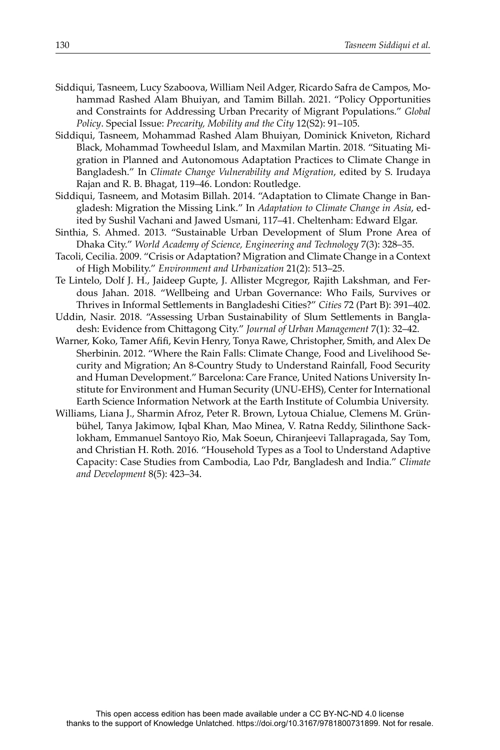Siddiqui, Tasneem, Lucy Szaboova, William Neil Adger, Ricardo Safra de Campos, Mohammad Rashed Alam Bhuiyan, and Tamim Billah. 2021. "Policy Opportunities and Constraints for Addressing Urban Precarity of Migrant Populations." *Global Policy*. Special Issue: *Precarity, Mobility and the City* 12(S2): 91–105.

Siddiqui, Tasneem, Mohammad Rashed Alam Bhuiyan, Dominick Kniveton, Richard Black, Mohammad Towheedul Islam, and Maxmilan Martin. 2018. "Situating Migration in Planned and Autonomous Adaptation Practices to Climate Change in Bangladesh." In *Climate Change Vulnerability and Migration*, edited by S. Irudaya Rajan and R. B. Bhagat, 119–46. London: Routledge.

Siddiqui, Tasneem, and Motasim Billah. 2014. "Adaptation to Climate Change in Bangladesh: Migration the Missing Link." In *Adaptation to Climate Change in Asia*, edited by Sushil Vachani and Jawed Usmani, 117–41. Cheltenham: Edward Elgar.

Sinthia, S. Ahmed. 2013. "Sustainable Urban Development of Slum Prone Area of Dhaka City." *World Academy of Science, Engineering and Technology* 7(3): 328–35.

Tacoli, Cecilia. 2009. "Crisis or Adaptation? Migration and Climate Change in a Context of High Mobility." *Environment and Urbanization* 21(2): 513–25.

Te Lintelo, Dolf J. H., Jaideep Gupte, J. Allister Mcgregor, Rajith Lakshman, and Ferdous Jahan. 2018. "Wellbeing and Urban Governance: Who Fails, Survives or Thrives in Informal Settlements in Bangladeshi Cities?" *Cities* 72 (Part B): 391–402.

Uddin, Nasir. 2018. "Assessing Urban Sustainability of Slum Settlements in Bangladesh: Evidence from Chittagong City." *Journal of Urban Management* 7(1): 32–42.

Warner, Koko, Tamer Afifi, Kevin Henry, Tonya Rawe, Christopher, Smith, and Alex De Sherbinin. 2012. "Where the Rain Falls: Climate Change, Food and Livelihood Security and Migration; An 8-Country Study to Understand Rainfall, Food Security and Human Development." Barcelona: Care France, United Nations University Institute for Environment and Human Security (UNU-EHS), Center for International Earth Science Information Network at the Earth Institute of Columbia University.

Williams, Liana J., Sharmin Afroz, Peter R. Brown, Lytoua Chialue, Clemens M. Grünbühel, Tanya Jakimow, Iqbal Khan, Mao Minea, V. Ratna Reddy, Silinthone Sacklokham, Emmanuel Santoyo Rio, Mak Soeun, Chiranjeevi Tallapragada, Say Tom, and Christian H. Roth. 2016. "Household Types as a Tool to Understand Adaptive Capacity: Case Studies from Cambodia, Lao Pdr, Bangladesh and India." *Climate and Development* 8(5): 423–34.

This open access edition has been made available under a CC BY-NC-ND 4.0 license thanks to the support of Knowledge Unlatched. https://doi.org/10.3167/9781800731899. Not for resale.